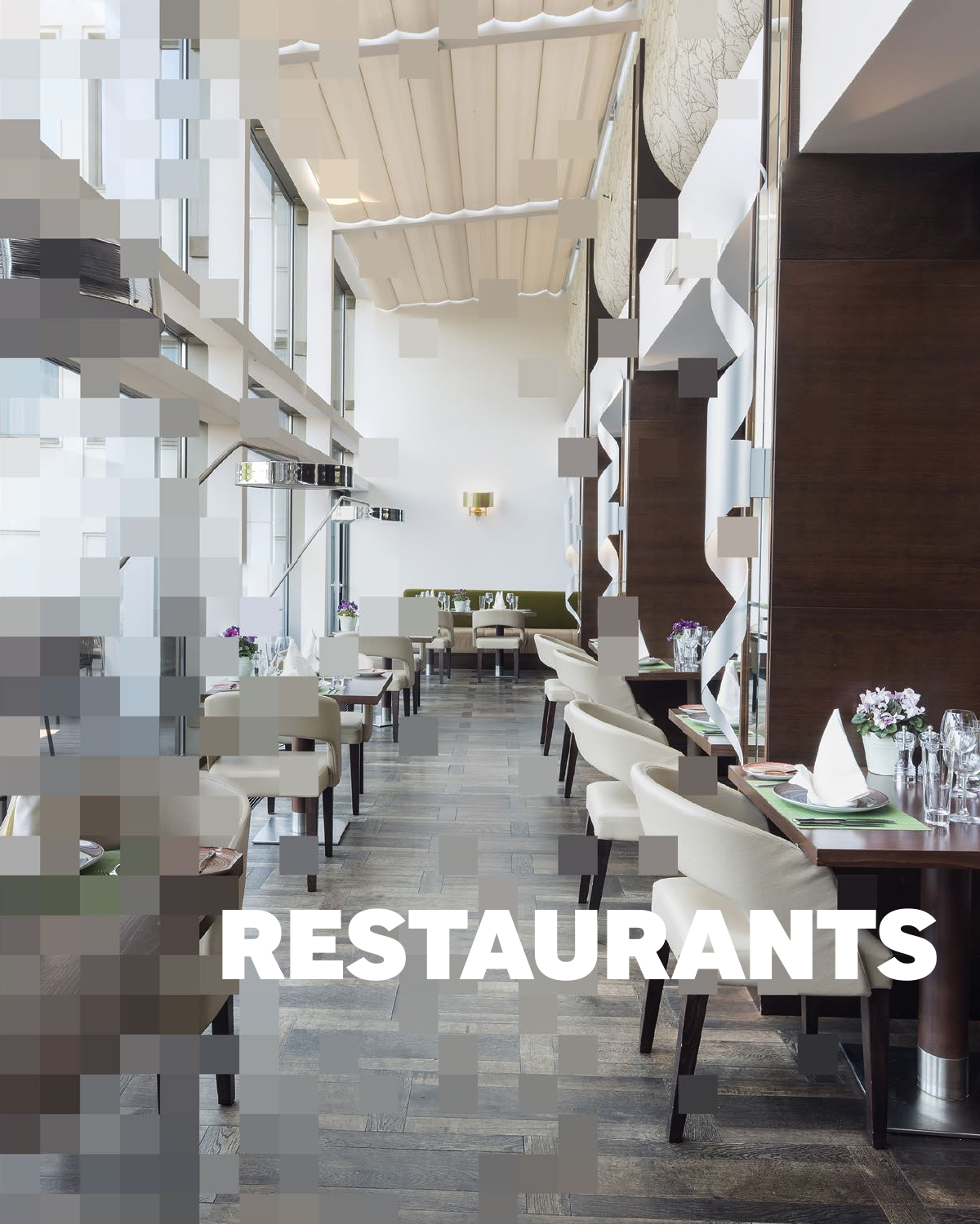# RESTAURANTS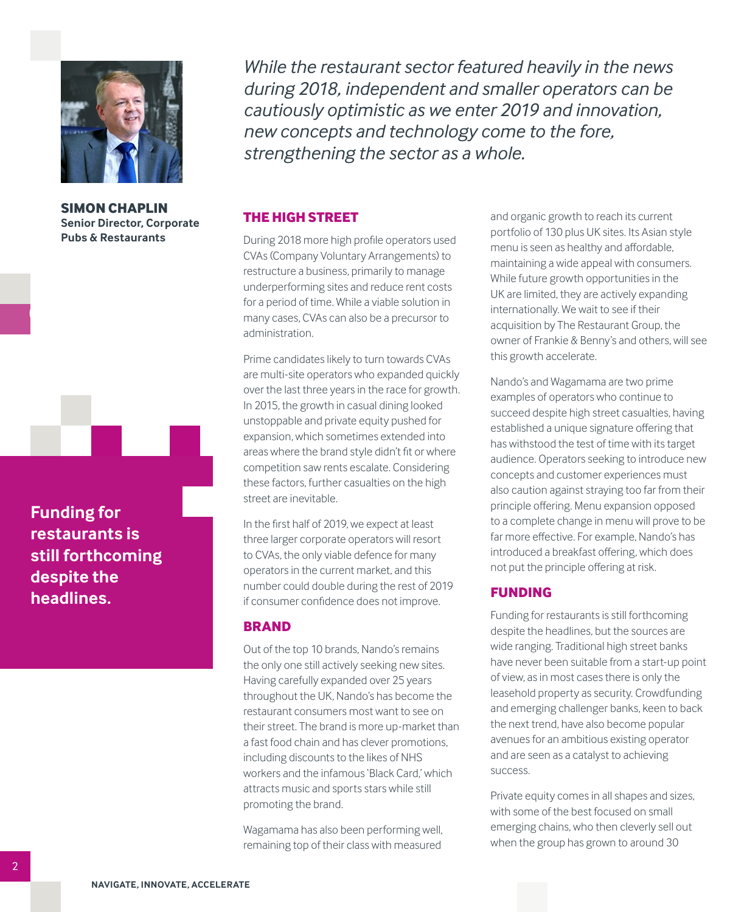**SIMON CHAPLIN**
**Senior Director, Corporate Pubs & Restaurants**

*While the restaurant sector featured heavily in the news during 2018, independent and smaller operators can be cautiously optimistic as we enter 2019 and innovation, new concepts and technology come to the fore, strengthening the sector as a whole.*

**Funding for restaurants is still forthcoming despite the headlines.**

## THE HIGH STREET

During 2018 more high profile operators used CVAs (Company Voluntary Arrangements) to restructure a business, primarily to manage underperforming sites and reduce rent costs for a period of time. While a viable solution in many cases, CVAs can also be a precursor to administration.

Prime candidates likely to turn towards CVAs are multi-site operators who expanded quickly over the last three years in the race for growth. In 2015, the growth in casual dining looked unstoppable and private equity pushed for expansion, which sometimes extended into areas where the brand style didn't fit or where competition saw rents escalate. Considering these factors, further casualties on the high street are inevitable.

In the first half of 2019, we expect at least three larger corporate operators will resort to CVAs, the only viable defence for many operators in the current market, and this number could double during the rest of 2019 if consumer confidence does not improve.

## BRAND

Out of the top 10 brands, Nando's remains the only one still actively seeking new sites. Having carefully expanded over 25 years throughout the UK, Nando's has become the restaurant consumers most want to see on their street. The brand is more up-market than a fast food chain and has clever promotions, including discounts to the likes of NHS workers and the infamous 'Black Card,' which attracts music and sports stars while still promoting the brand.

Wagamama has also been performing well, remaining top of their class with measured and organic growth to reach its current portfolio of 130 plus UK sites. Its Asian style menu is seen as healthy and affordable, maintaining a wide appeal with consumers. While future growth opportunities in the UK are limited, they are actively expanding internationally. We wait to see if their acquisition by The Restaurant Group, the owner of Frankie & Benny's and others, will see this growth accelerate.

Nando's and Wagamama are two prime examples of operators who continue to succeed despite high street casualties, having established a unique signature offering that has withstood the test of time with its target audience. Operators seeking to introduce new concepts and customer experiences must also caution against straying too far from their principle offering. Menu expansion opposed to a complete change in menu will prove to be far more effective. For example, Nando's has introduced a breakfast offering, which does not put the principle offering at risk.

## FUNDING

Funding for restaurants is still forthcoming despite the headlines, but the sources are wide ranging. Traditional high street banks have never been suitable from a start-up point of view, as in most cases there is only the leasehold property as security. Crowdfunding and emerging challenger banks, keen to back the next trend, have also become popular avenues for an ambitious existing operator and are seen as a catalyst to achieving success.

Private equity comes in all shapes and sizes, with some of the best focused on small emerging chains, who then cleverly sell out when the group has grown to around 30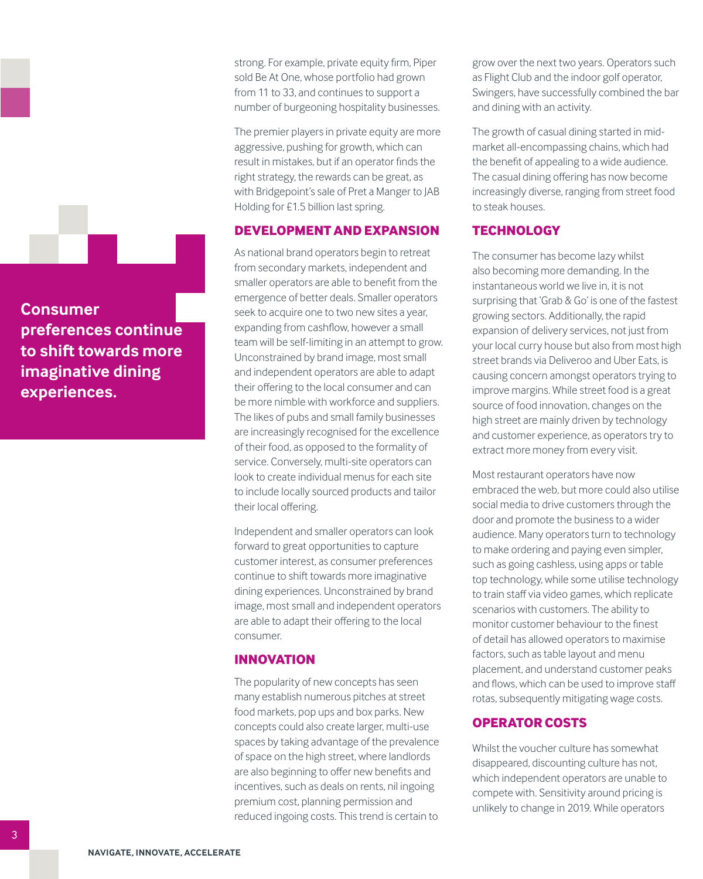**Consumer preferences continue to shift towards more imaginative dining experiences.**

strong. For example, private equity firm, Piper sold Be At One, whose portfolio had grown from 11 to 33, and continues to support a number of burgeoning hospitality businesses.

The premier players in private equity are more aggressive, pushing for growth, which can result in mistakes, but if an operator finds the right strategy, the rewards can be great, as with Bridgepoint's sale of Pret a Manger to JAB Holding for £1.5 billion last spring.

## DEVELOPMENT AND EXPANSION

As national brand operators begin to retreat from secondary markets, independent and smaller operators are able to benefit from the emergence of better deals. Smaller operators seek to acquire one to two new sites a year, expanding from cashflow, however a small team will be self-limiting in an attempt to grow. Unconstrained by brand image, most small and independent operators are able to adapt their offering to the local consumer and can be more nimble with workforce and suppliers. The likes of pubs and small family businesses are increasingly recognised for the excellence of their food, as opposed to the formality of service. Conversely, multi-site operators can look to create individual menus for each site to include locally sourced products and tailor their local offering.

Independent and smaller operators can look forward to great opportunities to capture customer interest, as consumer preferences continue to shift towards more imaginative dining experiences. Unconstrained by brand image, most small and independent operators are able to adapt their offering to the local consumer.

## INNOVATION

The popularity of new concepts has seen many establish numerous pitches at street food markets, pop ups and box parks. New concepts could also create larger, multi-use spaces by taking advantage of the prevalence of space on the high street, where landlords are also beginning to offer new benefits and incentives, such as deals on rents, nil ingoing premium cost, planning permission and reduced ingoing costs. This trend is certain to grow over the next two years. Operators such as Flight Club and the indoor golf operator, Swingers, have successfully combined the bar and dining with an activity.

The growth of casual dining started in mid-market all-encompassing chains, which had the benefit of appealing to a wide audience. The casual dining offering has now become increasingly diverse, ranging from street food to steak houses.

## TECHNOLOGY

The consumer has become lazy whilst also becoming more demanding. In the instantaneous world we live in, it is not surprising that 'Grab & Go' is one of the fastest growing sectors. Additionally, the rapid expansion of delivery services, not just from your local curry house but also from most high street brands via Deliveroo and Uber Eats, is causing concern amongst operators trying to improve margins. While street food is a great source of food innovation, changes on the high street are mainly driven by technology and customer experience, as operators try to extract more money from every visit.

Most restaurant operators have now embraced the web, but more could also utilise social media to drive customers through the door and promote the business to a wider audience. Many operators turn to technology to make ordering and paying even simpler, such as going cashless, using apps or table top technology, while some utilise technology to train staff via video games, which replicate scenarios with customers. The ability to monitor customer behaviour to the finest of detail has allowed operators to maximise factors, such as table layout and menu placement, and understand customer peaks and flows, which can be used to improve staff rotas, subsequently mitigating wage costs.

## OPERATOR COSTS

Whilst the voucher culture has somewhat disappeared, discounting culture has not, which independent operators are unable to compete with. Sensitivity around pricing is unlikely to change in 2019. While operators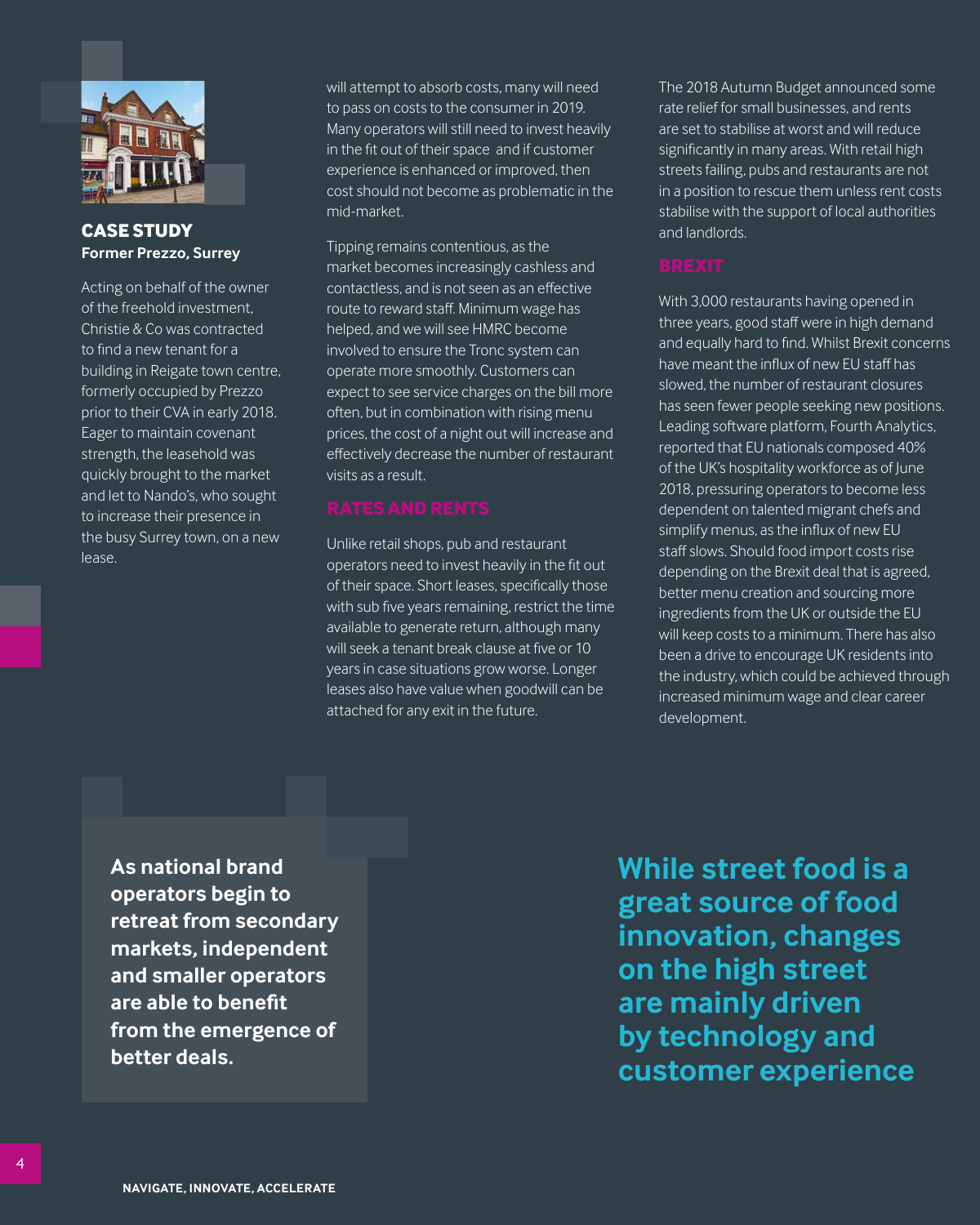### CASE STUDY

**Former Prezzo, Surrey**

Acting on behalf of the owner of the freehold investment, Christie & Co was contracted to find a new tenant for a building in Reigate town centre, formerly occupied by Prezzo prior to their CVA in early 2018. Eager to maintain covenant strength, the leasehold was quickly brought to the market and let to Nando's, who sought to increase their presence in the busy Surrey town, on a new lease.

will attempt to absorb costs, many will need to pass on costs to the consumer in 2019. Many operators will still need to invest heavily in the fit out of their space and if customer experience is enhanced or improved, then cost should not become as problematic in the mid-market.

Tipping remains contentious, as the market becomes increasingly cashless and contactless, and is not seen as an effective route to reward staff. Minimum wage has helped, and we will see HMRC become involved to ensure the Tronc system can operate more smoothly. Customers can expect to see service charges on the bill more often, but in combination with rising menu prices, the cost of a night out will increase and effectively decrease the number of restaurant visits as a result.

## RATES AND RENTS

Unlike retail shops, pub and restaurant operators need to invest heavily in the fit out of their space. Short leases, specifically those with sub five years remaining, restrict the time available to generate return, although many will seek a tenant break clause at five or 10 years in case situations grow worse. Longer leases also have value when goodwill can be attached for any exit in the future.

The 2018 Autumn Budget announced some rate relief for small businesses, and rents are set to stabilise at worst and will reduce significantly in many areas. With retail high streets failing, pubs and restaurants are not in a position to rescue them unless rent costs stabilise with the support of local authorities and landlords.

## BREXIT

With 3,000 restaurants having opened in three years, good staff were in high demand and equally hard to find. Whilst Brexit concerns have meant the influx of new EU staff has slowed, the number of restaurant closures has seen fewer people seeking new positions. Leading software platform, Fourth Analytics, reported that EU nationals composed 40% of the UK's hospitality workforce as of June 2018, pressuring operators to become less dependent on talented migrant chefs and simplify menus, as the influx of new EU staff slows. Should food import costs rise depending on the Brexit deal that is agreed, better menu creation and sourcing more ingredients from the UK or outside the EU will keep costs to a minimum. There has also been a drive to encourage UK residents into the industry, which could be achieved through increased minimum wage and clear career development.

**As national brand operators begin to retreat from secondary markets, independent and smaller operators are able to benefit from the emergence of better deals.**

**While street food is a great source of food innovation, changes on the high street are mainly driven by technology and customer experience**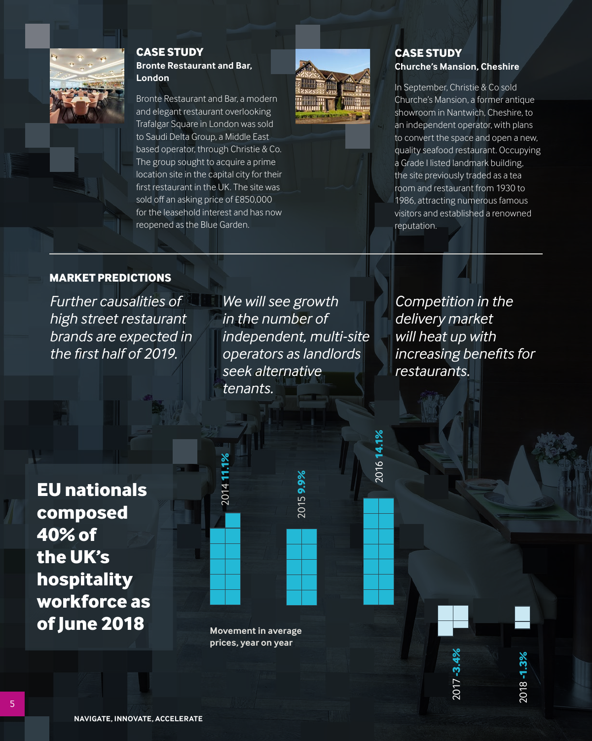## CASE STUDY
### Bronte Restaurant and Bar, London

Bronte Restaurant and Bar, a modern and elegant restaurant overlooking Trafalgar Square in London was sold to Saudi Delta Group, a Middle East based operator, through Christie & Co. The group sought to acquire a prime location site in the capital city for their first restaurant in the UK. The site was sold off an asking price of £850,000 for the leasehold interest and has now reopened as the Blue Garden.

## CASE STUDY
### Churche's Mansion, Cheshire

In September, Christie & Co sold Churche's Mansion, a former antique showroom in Nantwich, Cheshire, to an independent operator, with plans to convert the space and open a new, quality seafood restaurant. Occupying a Grade I listed landmark building, the site previously traded as a tea room and restaurant from 1930 to 1986, attracting numerous famous visitors and established a renowned reputation.

---

## MARKET PREDICTIONS

*Further causalities of high street restaurant brands are expected in the first half of 2019.*

*We will see growth in the number of independent, multi-site operators as landlords seek alternative tenants.*

*Competition in the delivery market will heat up with increasing benefits for restaurants.*

**EU nationals composed 40% of the UK's hospitality workforce as of June 2018**

2014 **11.1%**

2015 **9.9%**

2016 **14.1%**

2017 **-3.4%**

2018 **-1.3%**

**Movement in average prices, year on year**

NAVIGATE, INNOVATE, ACCELERATE